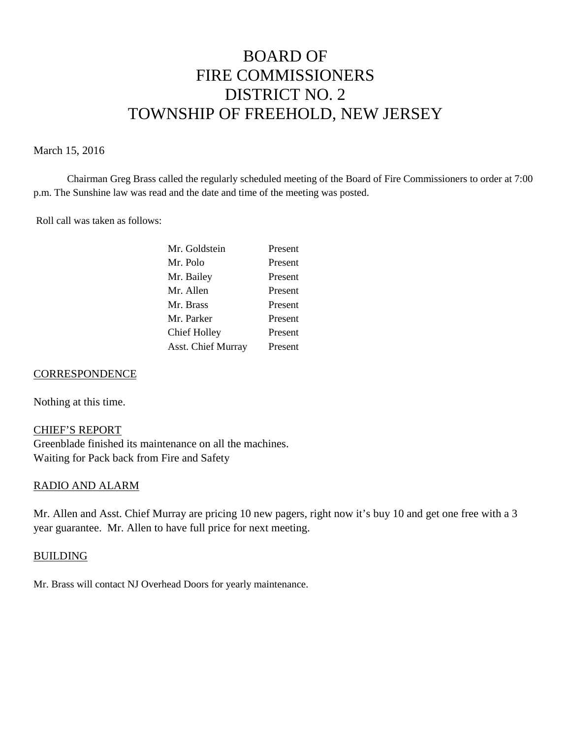# BOARD OF FIRE COMMISSIONERS DISTRICT NO. 2 TOWNSHIP OF FREEHOLD, NEW JERSEY

March 15, 2016

Chairman Greg Brass called the regularly scheduled meeting of the Board of Fire Commissioners to order at 7:00 p.m. The Sunshine law was read and the date and time of the meeting was posted.

Roll call was taken as follows:

| | |
|---|---|
| Mr. Goldstein | Present |
| Mr. Polo | Present |
| Mr. Bailey | Present |
| Mr. Allen | Present |
| Mr. Brass | Present |
| Mr. Parker | Present |
| Chief Holley | Present |
| Asst. Chief Murray | Present |

## CORRESPONDENCE

Nothing at this time.

## CHIEF'S REPORT

Greenblade finished its maintenance on all the machines.
Waiting for Pack back from Fire and Safety

## RADIO AND ALARM

Mr. Allen and Asst. Chief Murray are pricing 10 new pagers, right now it's buy 10 and get one free with a 3 year guarantee. Mr. Allen to have full price for next meeting.

## BUILDING

Mr. Brass will contact NJ Overhead Doors for yearly maintenance.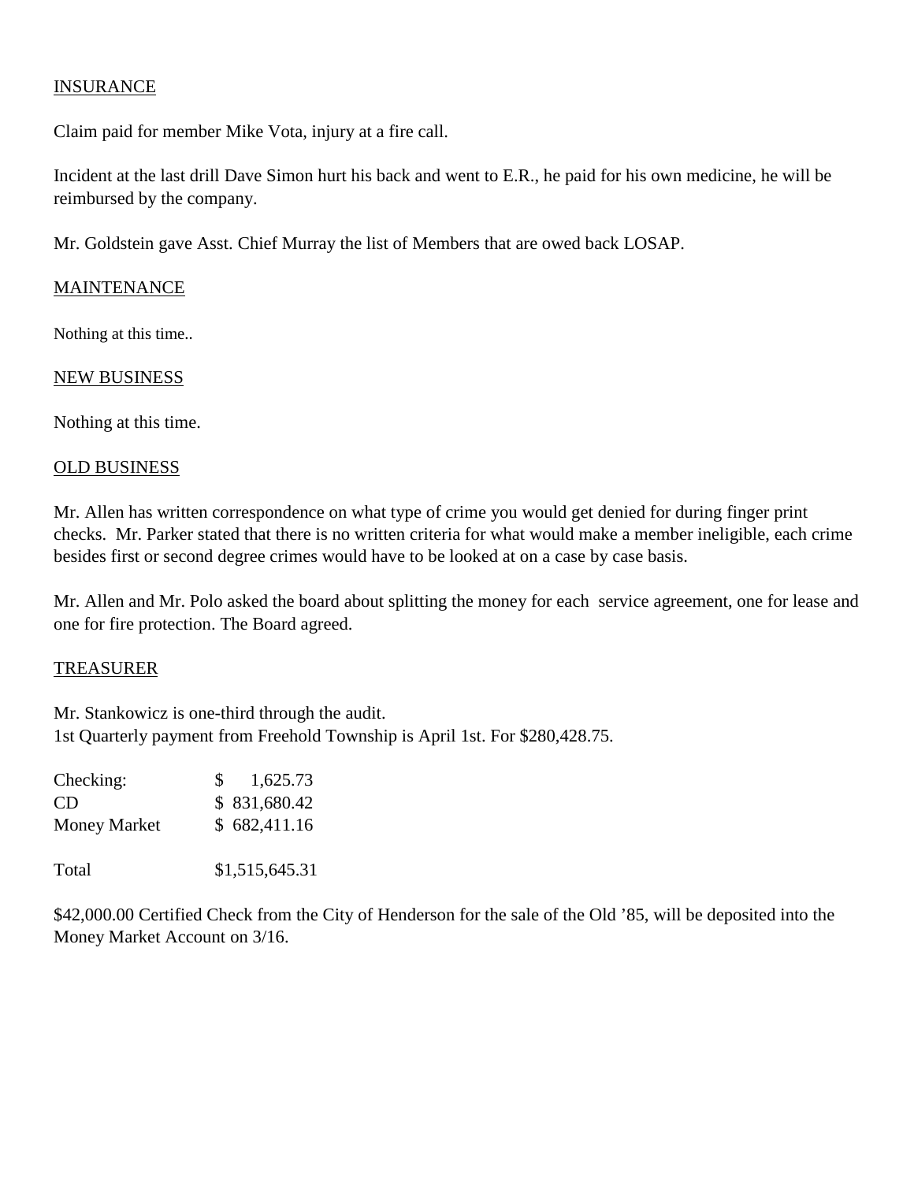## INSURANCE

Claim paid for member Mike Vota, injury at a fire call.

Incident at the last drill Dave Simon hurt his back and went to E.R., he paid for his own medicine, he will be reimbursed by the company.

Mr. Goldstein gave Asst. Chief Murray the list of Members that are owed back LOSAP.

## MAINTENANCE

Nothing at this time..

## NEW BUSINESS

Nothing at this time.

## OLD BUSINESS

Mr. Allen has written correspondence on what type of crime you would get denied for during finger print checks. Mr. Parker stated that there is no written criteria for what would make a member ineligible, each crime besides first or second degree crimes would have to be looked at on a case by case basis.

Mr. Allen and Mr. Polo asked the board about splitting the money for each service agreement, one for lease and one for fire protection. The Board agreed.

## TREASURER

Mr. Stankowicz is one-third through the audit.
1st Quarterly payment from Freehold Township is April 1st. For $280,428.75.

| | |
|---|---|
| Checking: | $ 1,625.73 |
| CD | $ 831,680.42 |
| Money Market | $ 682,411.16 |
| Total | $1,515,645.31 |

$42,000.00 Certified Check from the City of Henderson for the sale of the Old '85, will be deposited into the Money Market Account on 3/16.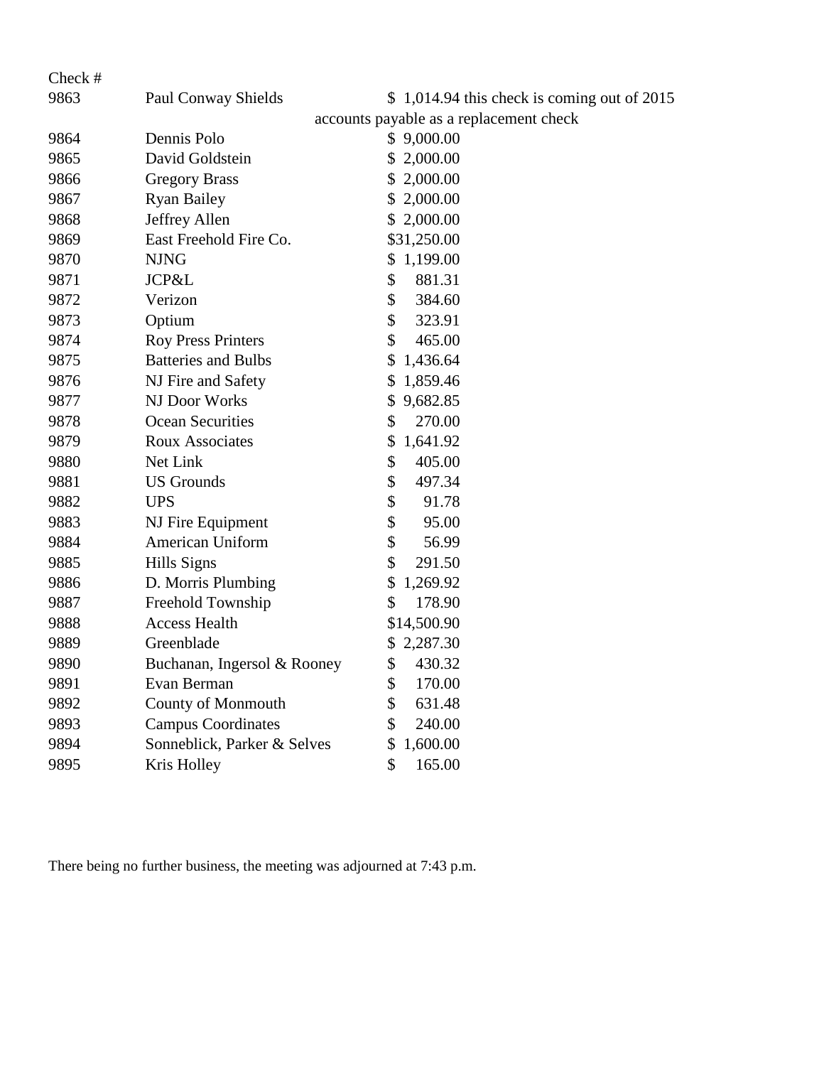| Check # | | |
|---|---|---|
| 9863 | Paul Conway Shields | $ 1,014.94 this check is coming out of 2015 accounts payable as a replacement check |
| 9864 | Dennis Polo | $ 9,000.00 |
| 9865 | David Goldstein | $ 2,000.00 |
| 9866 | Gregory Brass | $ 2,000.00 |
| 9867 | Ryan Bailey | $ 2,000.00 |
| 9868 | Jeffrey Allen | $ 2,000.00 |
| 9869 | East Freehold Fire Co. | $31,250.00 |
| 9870 | NJNG | $ 1,199.00 |
| 9871 | JCP&L | $ 881.31 |
| 9872 | Verizon | $ 384.60 |
| 9873 | Optium | $ 323.91 |
| 9874 | Roy Press Printers | $ 465.00 |
| 9875 | Batteries and Bulbs | $ 1,436.64 |
| 9876 | NJ Fire and Safety | $ 1,859.46 |
| 9877 | NJ Door Works | $ 9,682.85 |
| 9878 | Ocean Securities | $ 270.00 |
| 9879 | Roux Associates | $ 1,641.92 |
| 9880 | Net Link | $ 405.00 |
| 9881 | US Grounds | $ 497.34 |
| 9882 | UPS | $ 91.78 |
| 9883 | NJ Fire Equipment | $ 95.00 |
| 9884 | American Uniform | $ 56.99 |
| 9885 | Hills Signs | $ 291.50 |
| 9886 | D. Morris Plumbing | $ 1,269.92 |
| 9887 | Freehold Township | $ 178.90 |
| 9888 | Access Health | $14,500.90 |
| 9889 | Greenblade | $ 2,287.30 |
| 9890 | Buchanan, Ingersol & Rooney | $ 430.32 |
| 9891 | Evan Berman | $ 170.00 |
| 9892 | County of Monmouth | $ 631.48 |
| 9893 | Campus Coordinates | $ 240.00 |
| 9894 | Sonneblick, Parker & Selves | $ 1,600.00 |
| 9895 | Kris Holley | $ 165.00 |

There being no further business, the meeting was adjourned at 7:43 p.m.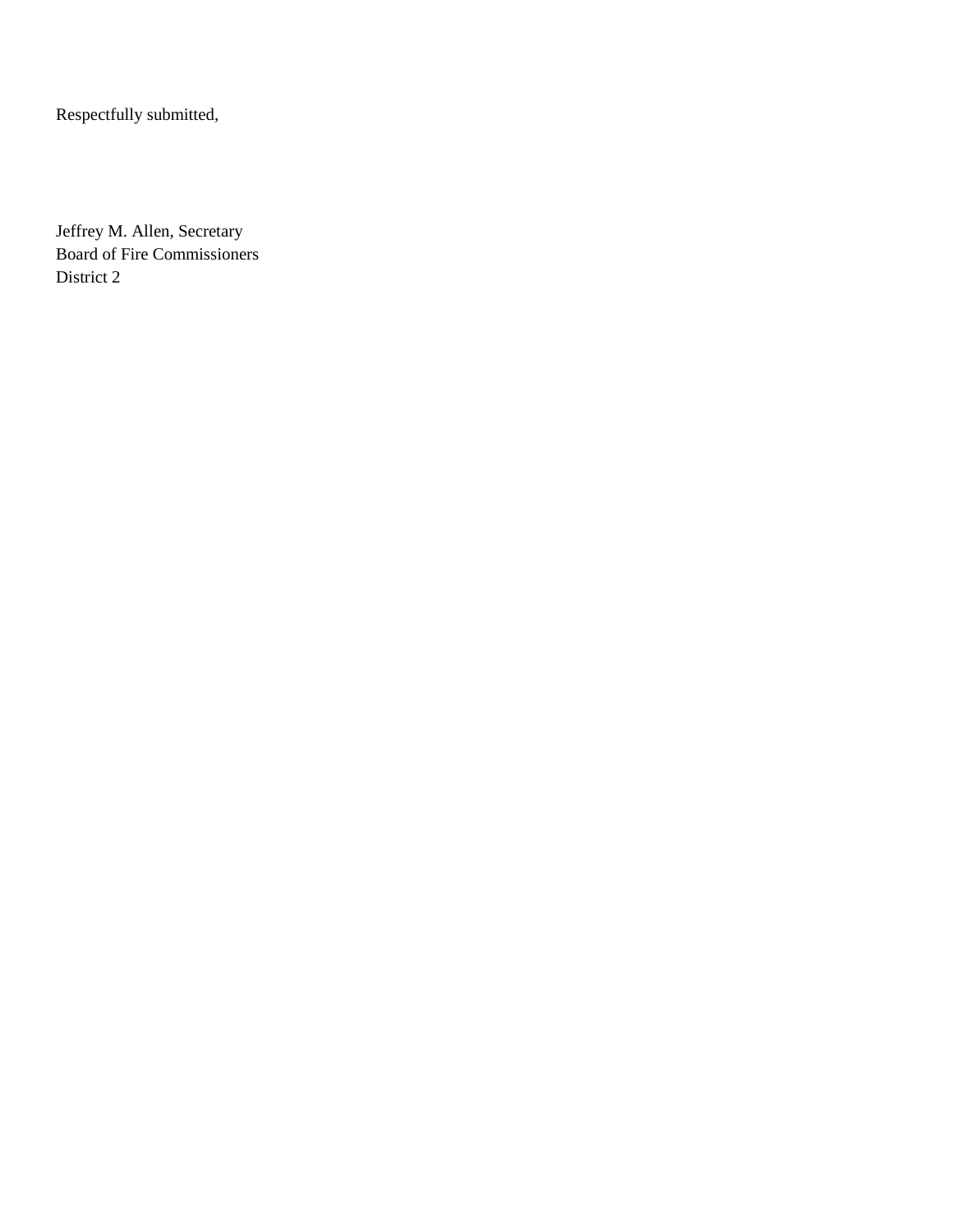Respectfully submitted,

Jeffrey M. Allen, Secretary
Board of Fire Commissioners
District 2